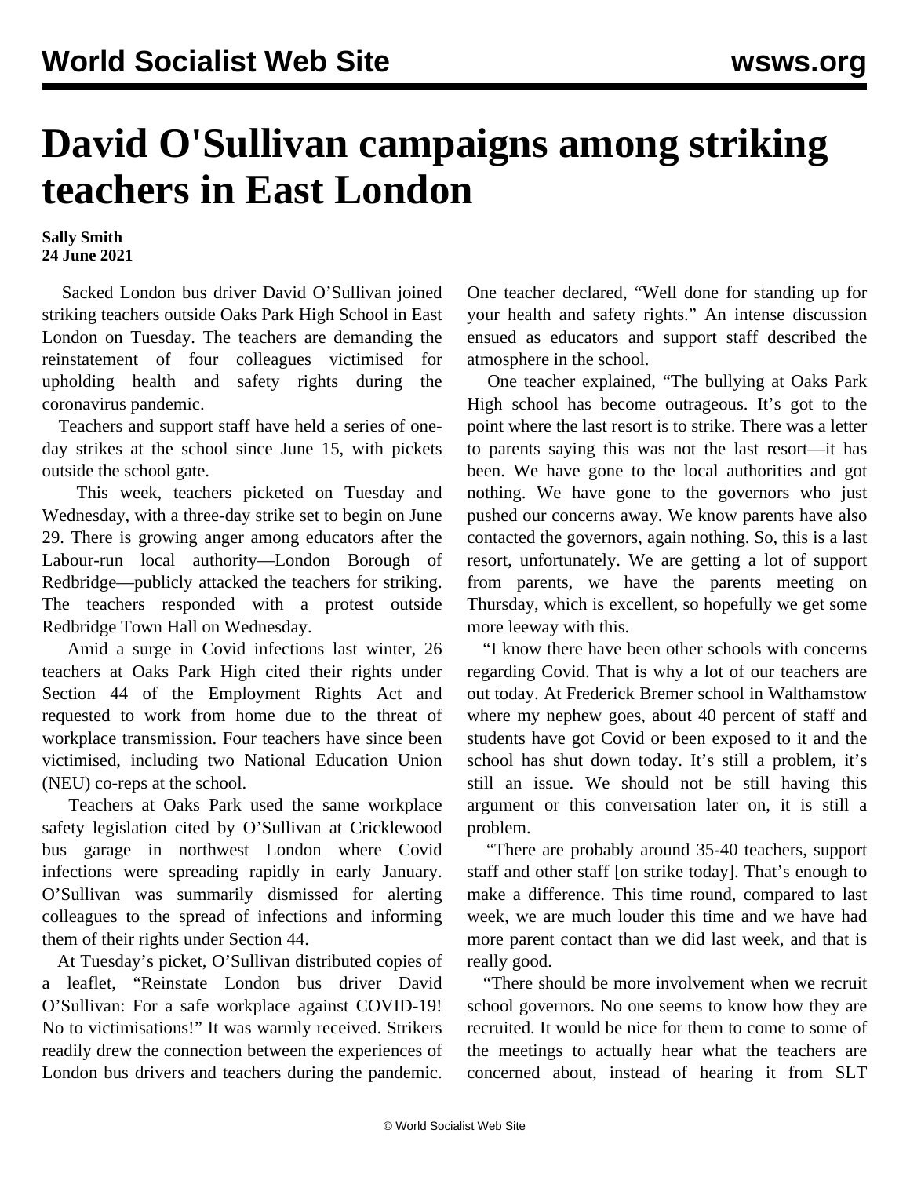# David O'Sullivan campaigns among striking teachers in East London

**Sally Smith**
**24 June 2021**

Sacked London bus driver David O'Sullivan joined striking teachers outside Oaks Park High School in East London on Tuesday. The teachers are demanding the reinstatement of four colleagues victimised for upholding health and safety rights during the coronavirus pandemic.

Teachers and support staff have held a series of one-day strikes at the school since June 15, with pickets outside the school gate.

This week, teachers picketed on Tuesday and Wednesday, with a three-day strike set to begin on June 29. There is growing anger among educators after the Labour-run local authority—London Borough of Redbridge—publicly attacked the teachers for striking. The teachers responded with a protest outside Redbridge Town Hall on Wednesday.

Amid a surge in Covid infections last winter, 26 teachers at Oaks Park High cited their rights under Section 44 of the Employment Rights Act and requested to work from home due to the threat of workplace transmission. Four teachers have since been victimised, including two National Education Union (NEU) co-reps at the school.

Teachers at Oaks Park used the same workplace safety legislation cited by O'Sullivan at Cricklewood bus garage in northwest London where Covid infections were spreading rapidly in early January. O'Sullivan was summarily dismissed for alerting colleagues to the spread of infections and informing them of their rights under Section 44.

At Tuesday's picket, O'Sullivan distributed copies of a leaflet, "Reinstate London bus driver David O'Sullivan: For a safe workplace against COVID-19! No to victimisations!" It was warmly received. Strikers readily drew the connection between the experiences of London bus drivers and teachers during the pandemic. One teacher declared, "Well done for standing up for your health and safety rights." An intense discussion ensued as educators and support staff described the atmosphere in the school.

One teacher explained, "The bullying at Oaks Park High school has become outrageous. It's got to the point where the last resort is to strike. There was a letter to parents saying this was not the last resort—it has been. We have gone to the local authorities and got nothing. We have gone to the governors who just pushed our concerns away. We know parents have also contacted the governors, again nothing. So, this is a last resort, unfortunately. We are getting a lot of support from parents, we have the parents meeting on Thursday, which is excellent, so hopefully we get some more leeway with this.

"I know there have been other schools with concerns regarding Covid. That is why a lot of our teachers are out today. At Frederick Bremer school in Walthamstow where my nephew goes, about 40 percent of staff and students have got Covid or been exposed to it and the school has shut down today. It's still a problem, it's still an issue. We should not be still having this argument or this conversation later on, it is still a problem.

"There are probably around 35-40 teachers, support staff and other staff [on strike today]. That's enough to make a difference. This time round, compared to last week, we are much louder this time and we have had more parent contact than we did last week, and that is really good.

"There should be more involvement when we recruit school governors. No one seems to know how they are recruited. It would be nice for them to come to some of the meetings to actually hear what the teachers are concerned about, instead of hearing it from SLT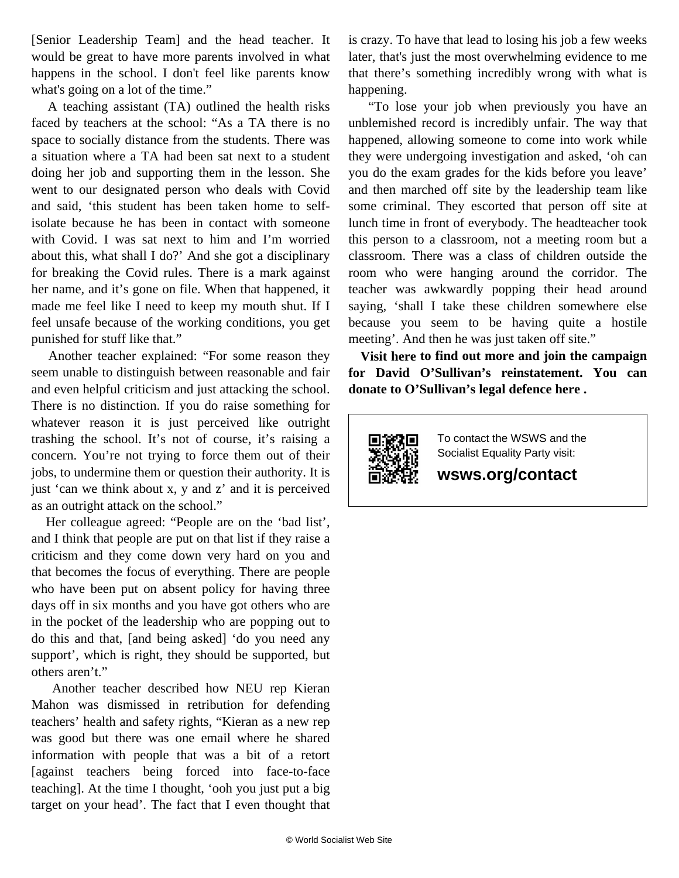[Senior Leadership Team] and the head teacher. It would be great to have more parents involved in what happens in the school. I don't feel like parents know what's going on a lot of the time."

A teaching assistant (TA) outlined the health risks faced by teachers at the school: "As a TA there is no space to socially distance from the students. There was a situation where a TA had been sat next to a student doing her job and supporting them in the lesson. She went to our designated person who deals with Covid and said, 'this student has been taken home to self-isolate because he has been in contact with someone with Covid. I was sat next to him and I'm worried about this, what shall I do?' And she got a disciplinary for breaking the Covid rules. There is a mark against her name, and it's gone on file. When that happened, it made me feel like I need to keep my mouth shut. If I feel unsafe because of the working conditions, you get punished for stuff like that."

Another teacher explained: "For some reason they seem unable to distinguish between reasonable and fair and even helpful criticism and just attacking the school. There is no distinction. If you do raise something for whatever reason it is just perceived like outright trashing the school. It's not of course, it's raising a concern. You're not trying to force them out of their jobs, to undermine them or question their authority. It is just 'can we think about x, y and z' and it is perceived as an outright attack on the school."

Her colleague agreed: "People are on the 'bad list', and I think that people are put on that list if they raise a criticism and they come down very hard on you and that becomes the focus of everything. There are people who have been put on absent policy for having three days off in six months and you have got others who are in the pocket of the leadership who are popping out to do this and that, [and being asked] 'do you need any support', which is right, they should be supported, but others aren't."

Another teacher described how NEU rep Kieran Mahon was dismissed in retribution for defending teachers' health and safety rights, "Kieran as a new rep was good but there was one email where he shared information with people that was a bit of a retort [against teachers being forced into face-to-face teaching]. At the time I thought, 'ooh you just put a big target on your head'. The fact that I even thought that is crazy. To have that lead to losing his job a few weeks later, that's just the most overwhelming evidence to me that there's something incredibly wrong with what is happening.

"To lose your job when previously you have an unblemished record is incredibly unfair. The way that happened, allowing someone to come into work while they were undergoing investigation and asked, 'oh can you do the exam grades for the kids before you leave' and then marched off site by the leadership team like some criminal. They escorted that person off site at lunch time in front of everybody. The headteacher took this person to a classroom, not a meeting room but a classroom. There was a class of children outside the room who were hanging around the corridor. The teacher was awkwardly popping their head around saying, 'shall I take these children somewhere else because you seem to be having quite a hostile meeting'. And then he was just taken off site."

**Visit here to find out more and join the campaign for David O'Sullivan's reinstatement. You can donate to O'Sullivan's legal defence here .**

To contact the WSWS and the Socialist Equality Party visit:

**wsws.org/contact**